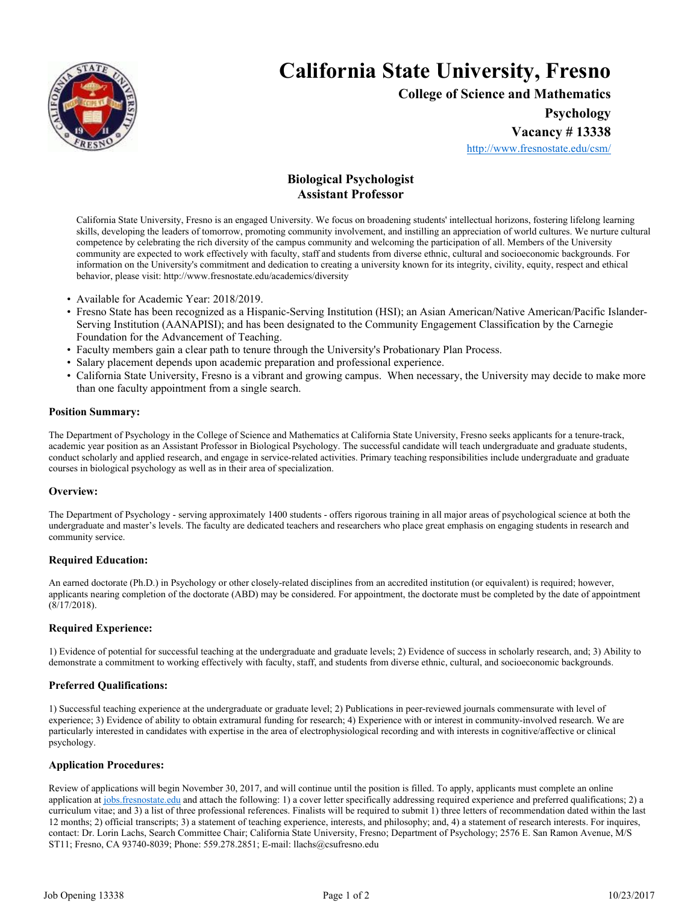# California State University, Fresno

**College of Science and Mathematics**

**Psychology**

**Vacancy # 13338**

http://www.fresnostate.edu/csm/

## Biological Psychologist
## Assistant Professor

California State University, Fresno is an engaged University. We focus on broadening students' intellectual horizons, fostering lifelong learning skills, developing the leaders of tomorrow, promoting community involvement, and instilling an appreciation of world cultures. We nurture cultural competence by celebrating the rich diversity of the campus community and welcoming the participation of all. Members of the University community are expected to work effectively with faculty, staff and students from diverse ethnic, cultural and socioeconomic backgrounds. For information on the University's commitment and dedication to creating a university known for its integrity, civility, equity, respect and ethical behavior, please visit: http://www.fresnostate.edu/academics/diversity

- Available for Academic Year: 2018/2019.
- Fresno State has been recognized as a Hispanic-Serving Institution (HSI); an Asian American/Native American/Pacific Islander-Serving Institution (AANAPISI); and has been designated to the Community Engagement Classification by the Carnegie Foundation for the Advancement of Teaching.
- Faculty members gain a clear path to tenure through the University's Probationary Plan Process.
- Salary placement depends upon academic preparation and professional experience.
- California State University, Fresno is a vibrant and growing campus. When necessary, the University may decide to make more than one faculty appointment from a single search.

### Position Summary:

The Department of Psychology in the College of Science and Mathematics at California State University, Fresno seeks applicants for a tenure-track, academic year position as an Assistant Professor in Biological Psychology. The successful candidate will teach undergraduate and graduate students, conduct scholarly and applied research, and engage in service-related activities. Primary teaching responsibilities include undergraduate and graduate courses in biological psychology as well as in their area of specialization.

### Overview:

The Department of Psychology - serving approximately 1400 students - offers rigorous training in all major areas of psychological science at both the undergraduate and master's levels. The faculty are dedicated teachers and researchers who place great emphasis on engaging students in research and community service.

### Required Education:

An earned doctorate (Ph.D.) in Psychology or other closely-related disciplines from an accredited institution (or equivalent) is required; however, applicants nearing completion of the doctorate (ABD) may be considered. For appointment, the doctorate must be completed by the date of appointment (8/17/2018).

### Required Experience:

1) Evidence of potential for successful teaching at the undergraduate and graduate levels; 2) Evidence of success in scholarly research, and; 3) Ability to demonstrate a commitment to working effectively with faculty, staff, and students from diverse ethnic, cultural, and socioeconomic backgrounds.

### Preferred Qualifications:

1) Successful teaching experience at the undergraduate or graduate level; 2) Publications in peer-reviewed journals commensurate with level of experience; 3) Evidence of ability to obtain extramural funding for research; 4) Experience with or interest in community-involved research. We are particularly interested in candidates with expertise in the area of electrophysiological recording and with interests in cognitive/affective or clinical psychology.

### Application Procedures:

Review of applications will begin November 30, 2017, and will continue until the position is filled. To apply, applicants must complete an online application at jobs.fresnostate.edu and attach the following: 1) a cover letter specifically addressing required experience and preferred qualifications; 2) a curriculum vitae; and 3) a list of three professional references. Finalists will be required to submit 1) three letters of recommendation dated within the last 12 months; 2) official transcripts; 3) a statement of teaching experience, interests, and philosophy; and, 4) a statement of research interests. For inquires, contact: Dr. Lorin Lachs, Search Committee Chair; California State University, Fresno; Department of Psychology; 2576 E. San Ramon Avenue, M/S ST11; Fresno, CA 93740-8039; Phone: 559.278.2851; E-mail: llachs@csufresno.edu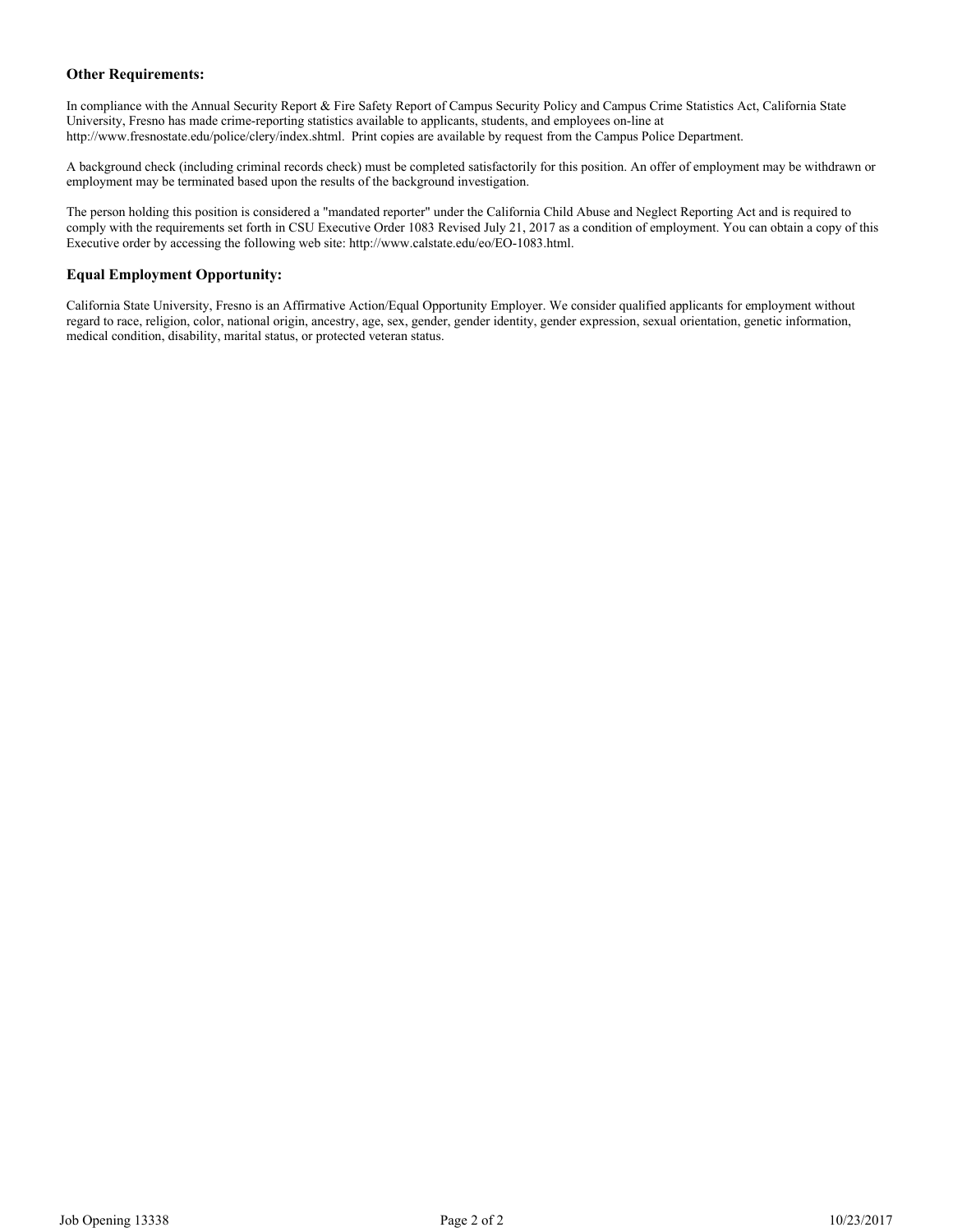### Other Requirements:

In compliance with the Annual Security Report & Fire Safety Report of Campus Security Policy and Campus Crime Statistics Act, California State University, Fresno has made crime-reporting statistics available to applicants, students, and employees on-line at http://www.fresnostate.edu/police/clery/index.shtml. Print copies are available by request from the Campus Police Department.

A background check (including criminal records check) must be completed satisfactorily for this position. An offer of employment may be withdrawn or employment may be terminated based upon the results of the background investigation.

The person holding this position is considered a "mandated reporter" under the California Child Abuse and Neglect Reporting Act and is required to comply with the requirements set forth in CSU Executive Order 1083 Revised July 21, 2017 as a condition of employment. You can obtain a copy of this Executive order by accessing the following web site: http://www.calstate.edu/eo/EO-1083.html.

### Equal Employment Opportunity:

California State University, Fresno is an Affirmative Action/Equal Opportunity Employer. We consider qualified applicants for employment without regard to race, religion, color, national origin, ancestry, age, sex, gender, gender identity, gender expression, sexual orientation, genetic information, medical condition, disability, marital status, or protected veteran status.